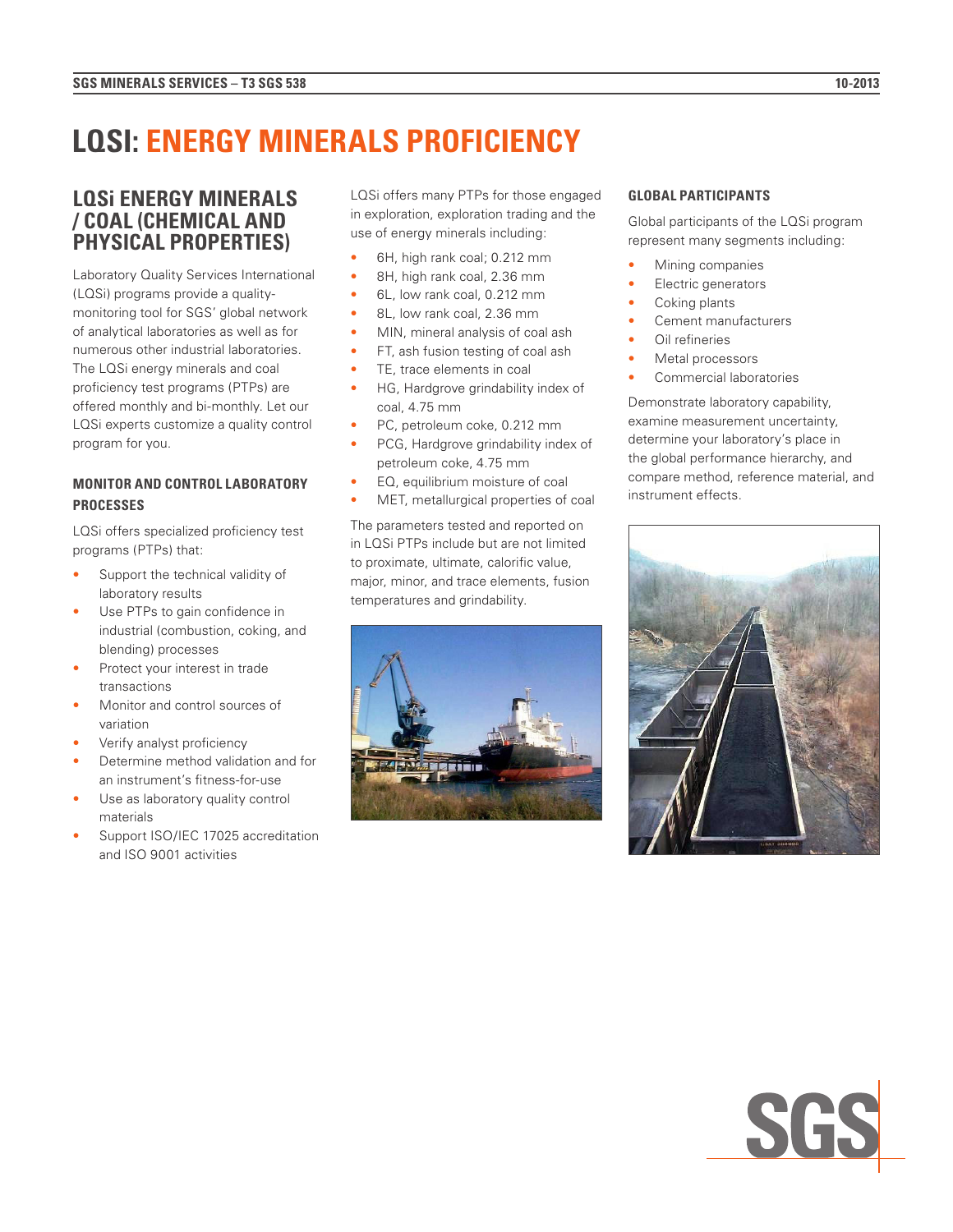# LQSI: ENERGY MINERALS PROFICIENCY

## LQSi ENERGY MINERALS / COAL (CHEMICAL AND PHYSICAL PROPERTIES)

Laboratory Quality Services International (LQSi) programs provide a quality-monitoring tool for SGS' global network of analytical laboratories as well as for numerous other industrial laboratories. The LQSi energy minerals and coal proficiency test programs (PTPs) are offered monthly and bi-monthly. Let our LQSi experts customize a quality control program for you.

### MONITOR AND CONTROL LABORATORY PROCESSES

LQSi offers specialized proficiency test programs (PTPs) that:

- Support the technical validity of laboratory results
- Use PTPs to gain confidence in industrial (combustion, coking, and blending) processes
- Protect your interest in trade transactions
- Monitor and control sources of variation
- Verify analyst proficiency
- Determine method validation and for an instrument's fitness-for-use
- Use as laboratory quality control materials
- Support ISO/IEC 17025 accreditation and ISO 9001 activities

LQSi offers many PTPs for those engaged in exploration, exploration trading and the use of energy minerals including:

- 6H, high rank coal; 0.212 mm
- 8H, high rank coal, 2.36 mm
- 6L, low rank coal, 0.212 mm
- 8L, low rank coal, 2.36 mm
- MIN, mineral analysis of coal ash
- FT, ash fusion testing of coal ash
- TE, trace elements in coal
- HG, Hardgrove grindability index of coal, 4.75 mm
- PC, petroleum coke, 0.212 mm
- PCG, Hardgrove grindability index of petroleum coke, 4.75 mm
- EQ, equilibrium moisture of coal
- MET, metallurgical properties of coal

The parameters tested and reported on in LQSi PTPs include but are not limited to proximate, ultimate, calorific value, major, minor, and trace elements, fusion temperatures and grindability.

### GLOBAL PARTICIPANTS

Global participants of the LQSi program represent many segments including:

- Mining companies
- Electric generators
- Coking plants
- Cement manufacturers
- Oil refineries
- Metal processors
- Commercial laboratories

Demonstrate laboratory capability, examine measurement uncertainty, determine your laboratory's place in the global performance hierarchy, and compare method, reference material, and instrument effects.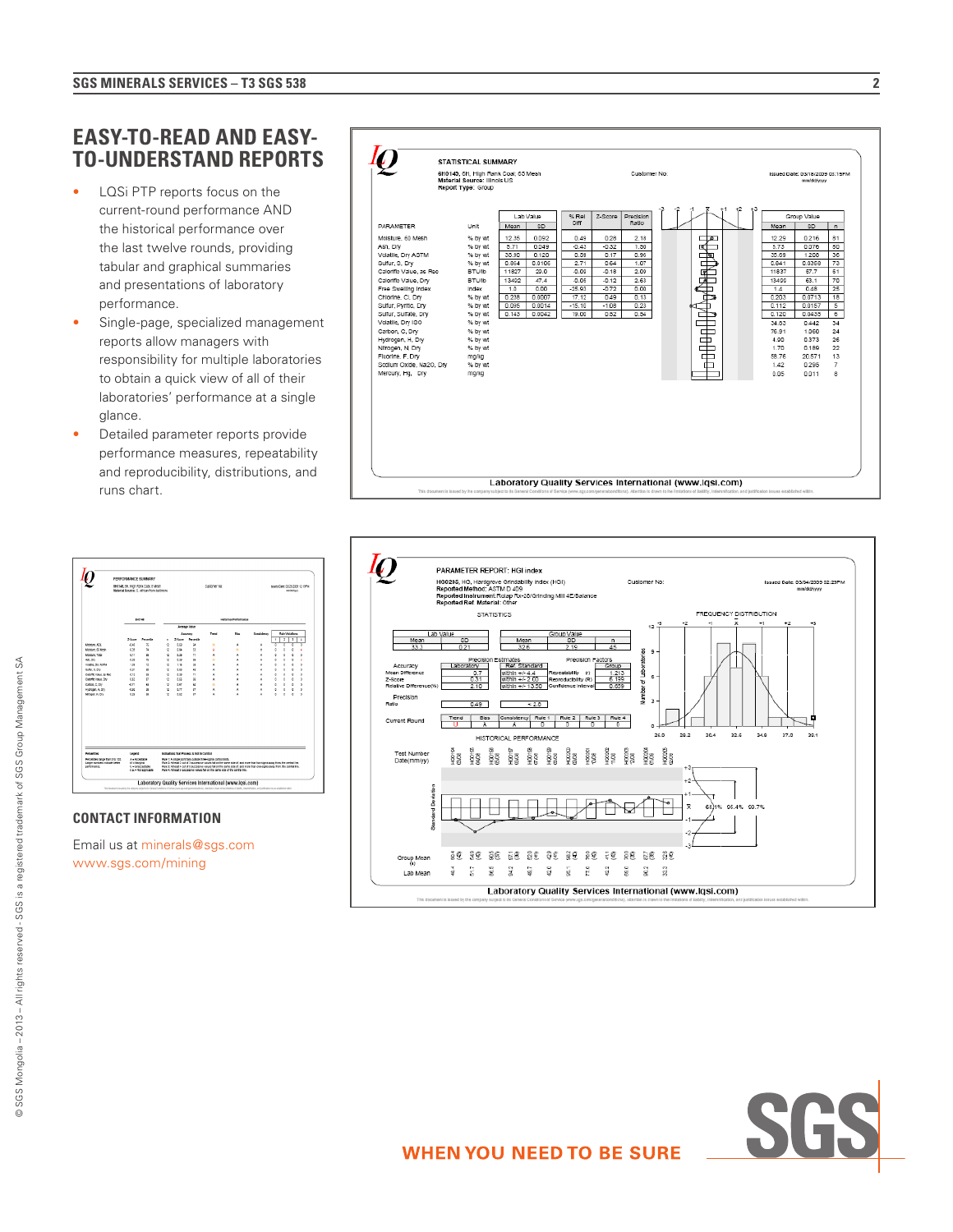# EASY-TO-READ AND EASY-TO-UNDERSTAND REPORTS

- LQSi PTP reports focus on the current-round performance AND the historical performance over the last twelve rounds, providing tabular and graphical summaries and presentations of laboratory performance.
- Single-page, specialized management reports allow managers with responsibility for multiple laboratories to obtain a quick view of all of their laboratories' performance at a single glance.
- Detailed parameter reports provide performance measures, repeatability and reproducibility, distributions, and runs chart.

STATISTICAL SUMMARY

SH0143, SH, High Rank Coal, 60 Mesh
Material Source: Illinois US
Report Type: Group

Customer No:

Issued Date: 03/18/2009 03:15PM
mm/dd/yyyy

| PARAMETER | Unit | Lab Value Mean | Lab Value SD | % Rel Diff | Z-Score | Precision Ratio | Group Value Mean | Group Value SD | n |
|---|---|---|---|---|---|---|---|---|---|
| Moisture, 60 Mesh | % by wt | 12.35 | 0.092 | 0.49 | 0.28 | 2.18 | 12.29 | 0.216 | 81 |
| Ash, Dry | % by wt | 5.71 | 0.049 | -0.43 | -0.32 | 1.50 | 5.73 | 0.076 | 80 |
| Volatile, Dry ASTM | % by wt | 35.35 | 0.120 | 0.53 | 0.17 | 0.96 | 35.09 | 1.206 | 36 |
| Sulfur, S, Dry | % by wt | 0.864 | 0.0106 | 2.71 | 0.64 | 1.07 | 0.841 | 0.0358 | 73 |
| Calorific Value, as Rec | BTU/lb | 11827 | 20.0 | -0.09 | -0.18 | 2.09 | 11837 | 57.7 | 61 |
| Calorific Value, Dry | BTU/lb | 13492 | 47.4 | -0.05 | -0.12 | 2.63 | 13499 | 63.1 | 70 |
| Free Swelling Index | Index | 1.0 | 0.00 | -25.93 | -0.72 | 0.00 | 1.4 | 0.48 | 25 |
| Chlorine, Cl, Dry | % by wt | 0.238 | 0.0007 | 17.12 | 0.49 | 0.13 | 0.203 | 0.0713 | 18 |
| Sulfur, Pyritic, Dry | % by wt | 0.095 | 0.0014 | -15.10 | -1.08 | 0.23 | 0.112 | 0.0157 | 5 |
| Sulfur, Sulfate, Dry | % by wt | 0.143 | 0.0042 | 19.00 | 0.52 | 0.34 | 0.120 | 0.0435 | 6 |
| Volatile, Dry ISO | % by wt | | | | | | 34.63 | 0.442 | 34 |
| Carbon, C, Dry | % by wt | | | | | | 76.91 | 1.060 | 24 |
| Hydrogen, H, Dry | % by wt | | | | | | 4.90 | 0.373 | 26 |
| Nitrogen, N, Dry | % by wt | | | | | | 1.70 | 0.189 | 22 |
| Fluorine, F, Dry | mg/kg | | | | | | 59.76 | 20.571 | 13 |
| Sodium Oxide, Na2O, Dry | % by wt | | | | | | 1.42 | 0.295 | 7 |
| Mercury, Hg, Dry | mg/kg | | | | | | 0.05 | 0.011 | 6 |

Laboratory Quality Services International (www.lqsi.com)

PERFORMANCE SUMMARY

Laboratory Quality Services International (www.lqsi.com)

## CONTACT INFORMATION

Email us at minerals@sgs.com
www.sgs.com/mining

PARAMETER REPORT: HGI Index

H00295, HG, Hardgrove Grindability Index (HGI)
Reported Method: ASTM D 409
Reported Instrument: Rotap Rx-29/Grinding Mill 4E/Balance
Reported Ref Material: Other

Customer No:

Issued Date: 03/04/2009 02:23PM
mm/dd/yyyy

STATISTICS

| Lab Value Mean | Lab Value SD | Group Value Mean | Group Value SD | n |
|---|---|---|---|---|
| 33.3 | 0.21 | 32.6 | 2.19 | 45 |

| | Laboratory | Ref. Standard | Precision Factors | Group |
|---|---|---|---|---|
| Mean Difference | 0.7 | within +/- 4.4 | Repeatability (r) | 1.213 |
| Z-Score | 0.31 | within +/- 2.00 | Reproducibility (R) | 6.199 |
| Relative Difference(%) | 2.15 | within +/- 13.35 | Confidence Interval | 0.658 |
| Precision Ratio | 0.49 | < 2.5 | | |

| Current Round | Trend | Bias | Consistency | Rule 1 | Rule 2 | Rule 3 | Rule 4 |
|---|---|---|---|---|---|---|---|
| | U | A | A | 0 | 0 | 0 | 0 |

FREQUENCY DISTRIBUTION

HISTORICAL PERFORMANCE

Laboratory Quality Services International (www.lqsi.com)

WHEN YOU NEED TO BE SURE

© SGS Mongolia – 2013 – All rights reserved - SGS is a registered trademark of SGS Group Management SA